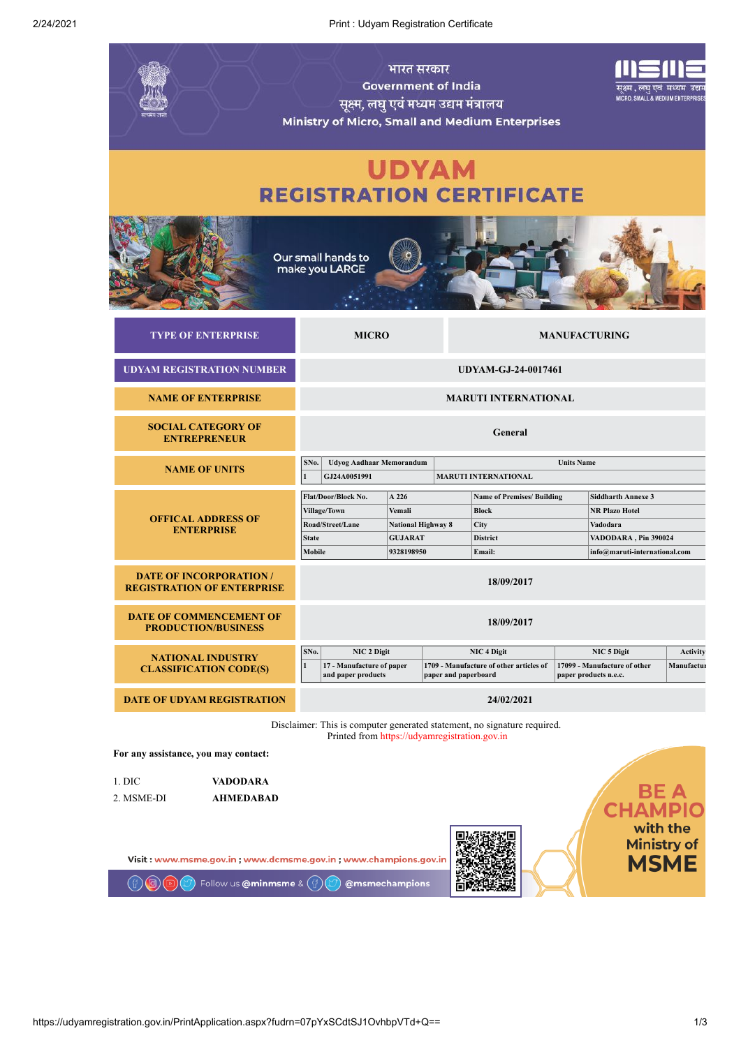भारत सरकार

Government of India

सूक्ष्म, लघु एवं मध्यम उद्यम मंत्रालय

Ministry of Micro, Small and Medium Enterprises

# UDYAM
## REGISTRATION CERTIFICATE

Our small hands to make you LARGE

| | | |
|---|---|---|
| **TYPE OF ENTERPRISE** | **MICRO** | **MANUFACTURING** |
| **UDYAM REGISTRATION NUMBER** | **UDYAM-GJ-24-0017461** | |
| **NAME OF ENTERPRISE** | **MARUTI INTERNATIONAL** | |
| **SOCIAL CATEGORY OF ENTREPRENEUR** | **General** | |

**NAME OF UNITS**

| SNo. | Udyog Aadhaar Memorandum | Units Name |
|---|---|---|
| 1 | GJ24A0051991 | MARUTI INTERNATIONAL |

**OFFICAL ADDRESS OF ENTERPRISE**

| | | | |
|---|---|---|---|
| Flat/Door/Block No. | A 226 | Name of Premises/ Building | Siddharth Annexe 3 |
| Village/Town | Vemali | Block | NR Plazo Hotel |
| Road/Street/Lane | National Highway 8 | City | Vadodara |
| State | GUJARAT | District | VADODARA , Pin 390024 |
| Mobile | 9328198950 | Email: | info@maruti-international.com |

| | |
|---|---|
| **DATE OF INCORPORATION / REGISTRATION OF ENTERPRISE** | **18/09/2017** |
| **DATE OF COMMENCEMENT OF PRODUCTION/BUSINESS** | **18/09/2017** |

**NATIONAL INDUSTRY CLASSIFICATION CODE(S)**

| SNo. | NIC 2 Digit | NIC 4 Digit | NIC 5 Digit | Activity |
|---|---|---|---|---|
| 1 | 17 - Manufacture of paper and paper products | 1709 - Manufacture of other articles of paper and paperboard | 17099 - Manufacture of other paper products n.e.c. | Manufactu |

| | |
|---|---|
| **DATE OF UDYAM REGISTRATION** | **24/02/2021** |

Disclaimer: This is computer generated statement, no signature required.
Printed from https://udyamregistration.gov.in

**For any assistance, you may contact:**

1. DIC **VADODARA**
2. MSME-DI **AHMEDABAD**

**Visit :** www.msme.gov.in ; www.dcmsme.gov.in ; www.champions.gov.in

Follow us @minmsme & @msmechampions

BE A CHAMPIO with the Ministry of MSME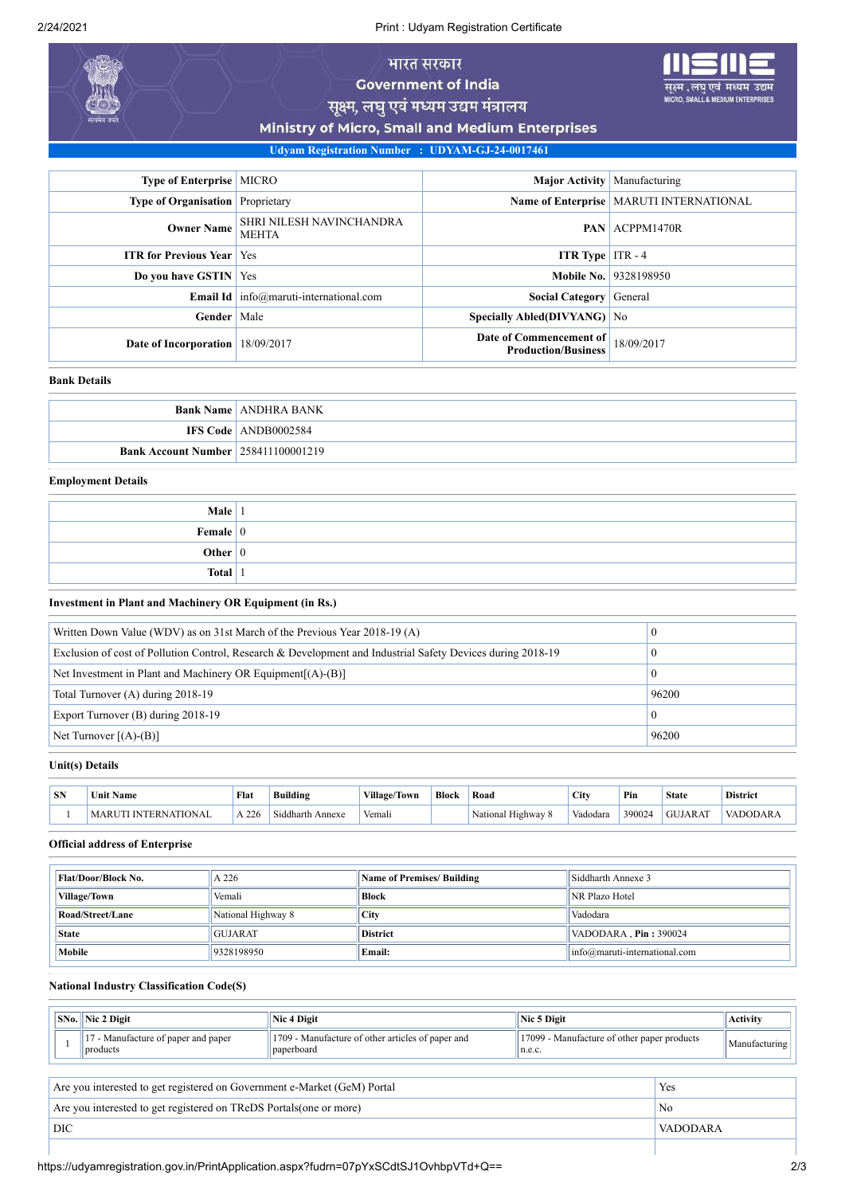# भारत सरकार
# Government of India
# सूक्ष्म, लघु एवं मध्यम उद्यम मंत्रालय
# Ministry of Micro, Small and Medium Enterprises

सूक्ष्म, लघु एवं मध्यम उद्यम
MICRO, SMALL & MEDIUM ENTERPRISES

**Udyam Registration Number : UDYAM-GJ-24-0017461**

| | | | |
|---|---|---|---|
| **Type of Enterprise** | MICRO | **Major Activity** | Manufacturing |
| **Type of Organisation** | Proprietary | **Name of Enterprise** | MARUTI INTERNATIONAL |
| **Owner Name** | SHRI NILESH NAVINCHANDRA MEHTA | **PAN** | ACPPM1470R |
| **ITR for Previous Year** | Yes | **ITR Type** | ITR - 4 |
| **Do you have GSTIN** | Yes | **Mobile No.** | 9328198950 |
| **Email Id** | info@maruti-international.com | **Social Category** | General |
| **Gender** | Male | **Specially Abled(DIVYANG)** | No |
| **Date of Incorporation** | 18/09/2017 | **Date of Commencement of Production/Business** | 18/09/2017 |

### Bank Details

| | |
|---|---|
| **Bank Name** | ANDHRA BANK |
| **IFS Code** | ANDB0002584 |
| **Bank Account Number** | 258411100001219 |

### Employment Details

| | |
|---|---|
| **Male** | 1 |
| **Female** | 0 |
| **Other** | 0 |
| **Total** | 1 |

### Investment in Plant and Machinery OR Equipment (in Rs.)

| | |
|---|---|
| Written Down Value (WDV) as on 31st March of the Previous Year 2018-19 (A) | 0 |
| Exclusion of cost of Pollution Control, Research & Development and Industrial Safety Devices during 2018-19 | 0 |
| Net Investment in Plant and Machinery OR Equipment[(A)-(B)] | 0 |
| Total Turnover (A) during 2018-19 | 96200 |
| Export Turnover (B) during 2018-19 | 0 |
| Net Turnover [(A)-(B)] | 96200 |

### Unit(s) Details

| SN | Unit Name | Flat | Building | Village/Town | Block | Road | City | Pin | State | District |
|---|---|---|---|---|---|---|---|---|---|---|
| 1 | MARUTI INTERNATIONAL | A 226 | Siddharth Annexe | Vemali | | National Highway 8 | Vadodara | 390024 | GUJARAT | VADODARA |

### Official address of Enterprise

| | | | |
|---|---|---|---|
| **Flat/Door/Block No.** | A 226 | **Name of Premises/ Building** | Siddharth Annexe 3 |
| **Village/Town** | Vemali | **Block** | NR Plazo Hotel |
| **Road/Street/Lane** | National Highway 8 | **City** | Vadodara |
| **State** | GUJARAT | **District** | VADODARA , **Pin :** 390024 |
| **Mobile** | 9328198950 | **Email:** | info@maruti-international.com |

### National Industry Classification Code(S)

| SNo. | Nic 2 Digit | Nic 4 Digit | Nic 5 Digit | Activity |
|---|---|---|---|---|
| 1 | 17 - Manufacture of paper and paper products | 1709 - Manufacture of other articles of paper and paperboard | 17099 - Manufacture of other paper products n.e.c. | Manufacturing |

| | |
|---|---|
| Are you interested to get registered on Government e-Market (GeM) Portal | Yes |
| Are you interested to get registered on TReDS Portals(one or more) | No |
| DIC | VADODARA |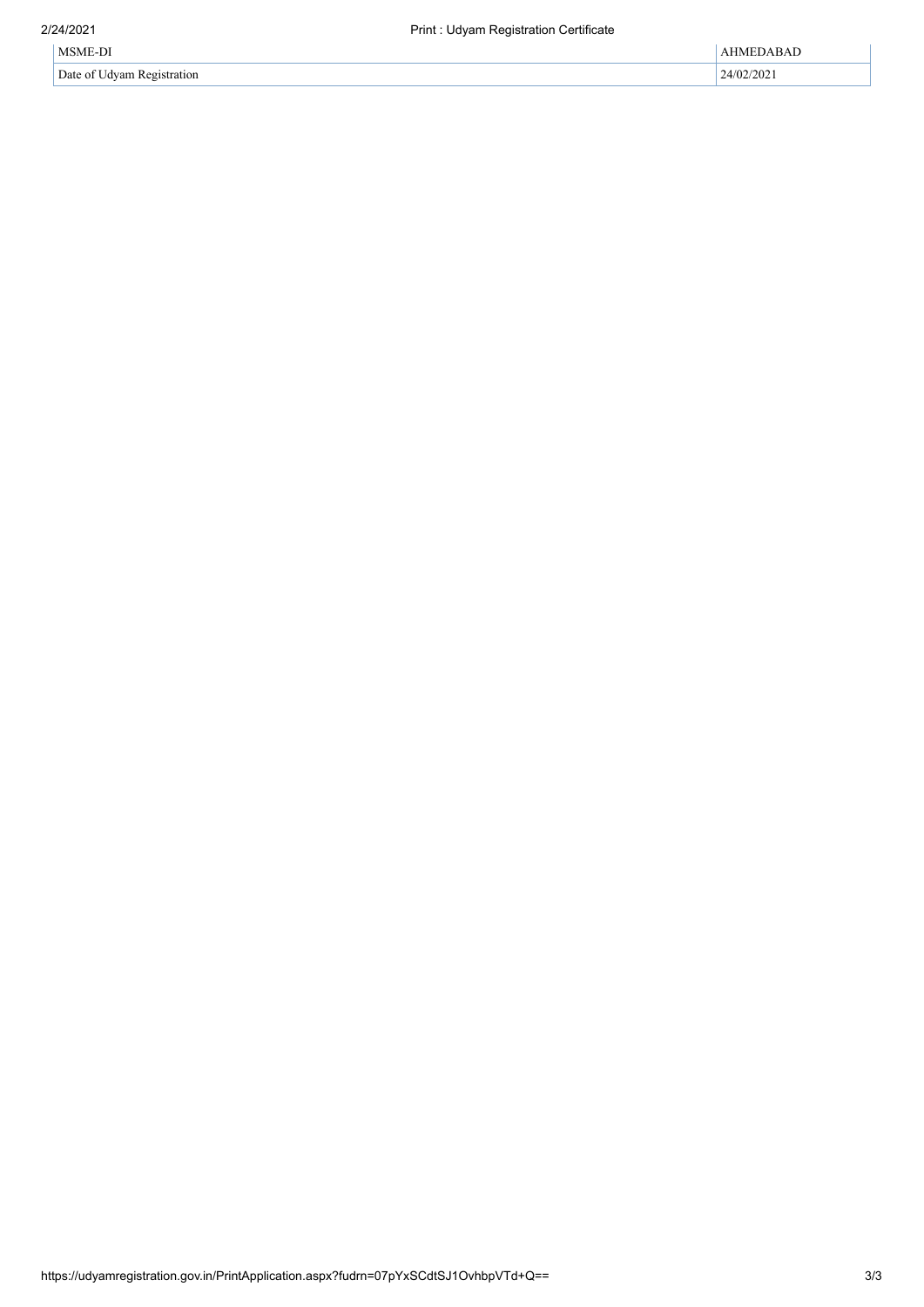| | |
|---|---|
| MSME-DI | AHMEDABAD |
| Date of Udyam Registration | 24/02/2021 |